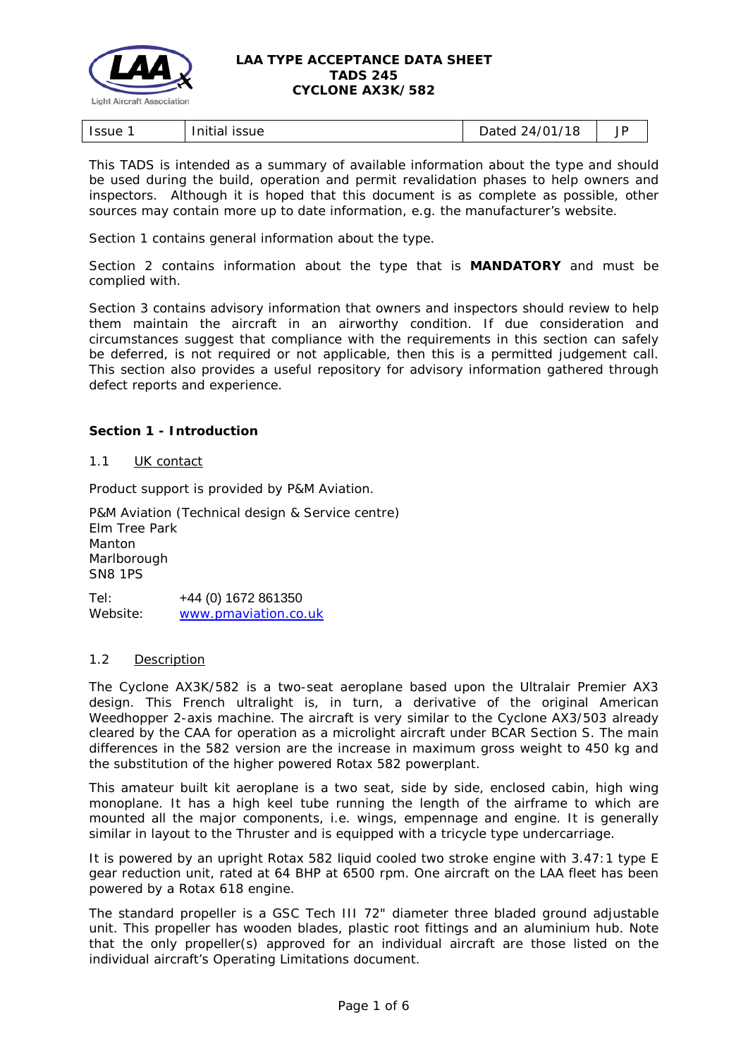# LAA TYPE ACCEPTANCE DATA SHEET
# TADS 245
# CYCLONE AX3K/582

| Issue 1 | Initial issue | Dated 24/01/18 | JP |
|---|---|---|---|

This TADS is intended as a summary of available information about the type and should be used during the build, operation and permit revalidation phases to help owners and inspectors. Although it is hoped that this document is as complete as possible, other sources may contain more up to date information, e.g. the manufacturer's website.

Section 1 contains general information about the type.

Section 2 contains information about the type that is **MANDATORY** and must be complied with.

Section 3 contains advisory information that owners and inspectors should review to help them maintain the aircraft in an airworthy condition. If due consideration and circumstances suggest that compliance with the requirements in this section can safely be deferred, is not required or not applicable, then this is a permitted judgement call. This section also provides a useful repository for advisory information gathered through defect reports and experience.

## Section 1 - Introduction

### 1.1 UK contact

Product support is provided by P&M Aviation.

P&M Aviation (Technical design & Service centre)
Elm Tree Park
Manton
Marlborough
SN8 1PS

Tel: +44 (0) 1672 861350
Website: www.pmaviation.co.uk

### 1.2 Description

The Cyclone AX3K/582 is a two-seat aeroplane based upon the Ultralair Premier AX3 design. This French ultralight is, in turn, a derivative of the original American Weedhopper 2-axis machine. The aircraft is very similar to the Cyclone AX3/503 already cleared by the CAA for operation as a microlight aircraft under BCAR Section S. The main differences in the 582 version are the increase in maximum gross weight to 450 kg and the substitution of the higher powered Rotax 582 powerplant.

This amateur built kit aeroplane is a two seat, side by side, enclosed cabin, high wing monoplane. It has a high keel tube running the length of the airframe to which are mounted all the major components, i.e. wings, empennage and engine. It is generally similar in layout to the Thruster and is equipped with a tricycle type undercarriage.

It is powered by an upright Rotax 582 liquid cooled two stroke engine with 3.47:1 type E gear reduction unit, rated at 64 BHP at 6500 rpm. One aircraft on the LAA fleet has been powered by a Rotax 618 engine.

The standard propeller is a GSC Tech III 72" diameter three bladed ground adjustable unit. This propeller has wooden blades, plastic root fittings and an aluminium hub. Note that the only propeller(s) approved for an individual aircraft are those listed on the individual aircraft's Operating Limitations document.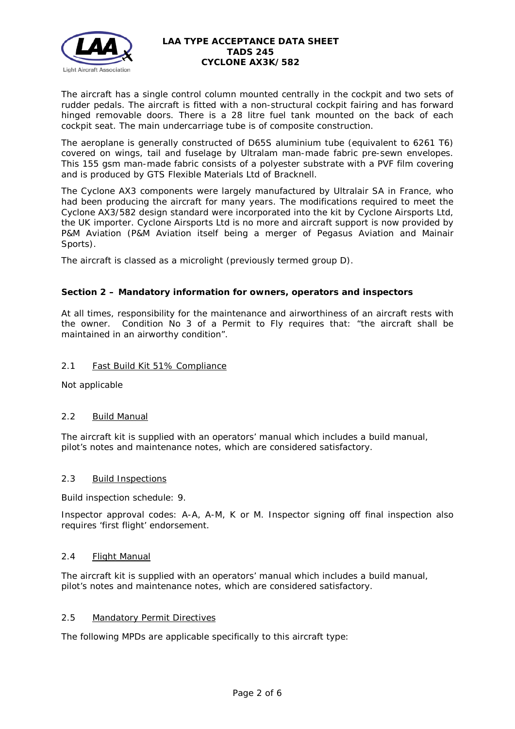The aircraft has a single control column mounted centrally in the cockpit and two sets of rudder pedals. The aircraft is fitted with a non-structural cockpit fairing and has forward hinged removable doors. There is a 28 litre fuel tank mounted on the back of each cockpit seat. The main undercarriage tube is of composite construction.

The aeroplane is generally constructed of D65S aluminium tube (equivalent to 6261 T6) covered on wings, tail and fuselage by Ultralam man-made fabric pre-sewn envelopes. This 155 gsm man-made fabric consists of a polyester substrate with a PVF film covering and is produced by GTS Flexible Materials Ltd of Bracknell.

The Cyclone AX3 components were largely manufactured by Ultralair SA in France, who had been producing the aircraft for many years. The modifications required to meet the Cyclone AX3/582 design standard were incorporated into the kit by Cyclone Airsports Ltd, the UK importer. Cyclone Airsports Ltd is no more and aircraft support is now provided by P&M Aviation (P&M Aviation itself being a merger of Pegasus Aviation and Mainair Sports).

The aircraft is classed as a microlight (previously termed group D).

## Section 2 – Mandatory information for owners, operators and inspectors

At all times, responsibility for the maintenance and airworthiness of an aircraft rests with the owner. Condition No 3 of a Permit to Fly requires that: "the aircraft shall be maintained in an airworthy condition".

### 2.1 Fast Build Kit 51% Compliance

Not applicable

### 2.2 Build Manual

The aircraft kit is supplied with an operators' manual which includes a build manual, pilot's notes and maintenance notes, which are considered satisfactory.

### 2.3 Build Inspections

Build inspection schedule: 9.

Inspector approval codes: A-A, A-M, K or M. Inspector signing off final inspection also requires 'first flight' endorsement.

### 2.4 Flight Manual

The aircraft kit is supplied with an operators' manual which includes a build manual, pilot's notes and maintenance notes, which are considered satisfactory.

### 2.5 Mandatory Permit Directives

The following MPDs are applicable specifically to this aircraft type: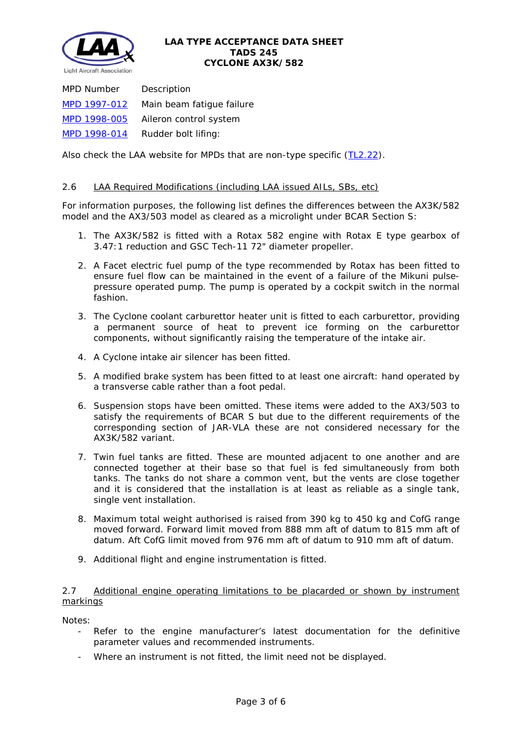| MPD Number | Description |
|---|---|
| MPD 1997-012 | Main beam fatigue failure |
| MPD 1998-005 | Aileron control system |
| MPD 1998-014 | Rudder bolt lifing: |

Also check the LAA website for MPDs that are non-type specific (TL2.22).

### 2.6 LAA Required Modifications (including LAA issued AILs, SBs, etc)

For information purposes, the following list defines the differences between the AX3K/582 model and the AX3/503 model as cleared as a microlight under BCAR Section S:

1. The AX3K/582 is fitted with a Rotax 582 engine with Rotax E type gearbox of 3.47:1 reduction and GSC Tech-11 72" diameter propeller.
2. A Facet electric fuel pump of the type recommended by Rotax has been fitted to ensure fuel flow can be maintained in the event of a failure of the Mikuni pulse-pressure operated pump. The pump is operated by a cockpit switch in the normal fashion.
3. The Cyclone coolant carburettor heater unit is fitted to each carburettor, providing a permanent source of heat to prevent ice forming on the carburettor components, without significantly raising the temperature of the intake air.
4. A Cyclone intake air silencer has been fitted.
5. A modified brake system has been fitted to at least one aircraft: hand operated by a transverse cable rather than a foot pedal.
6. Suspension stops have been omitted. These items were added to the AX3/503 to satisfy the requirements of BCAR S but due to the different requirements of the corresponding section of JAR-VLA these are not considered necessary for the AX3K/582 variant.
7. Twin fuel tanks are fitted. These are mounted adjacent to one another and are connected together at their base so that fuel is fed simultaneously from both tanks. The tanks do not share a common vent, but the vents are close together and it is considered that the installation is at least as reliable as a single tank, single vent installation.
8. Maximum total weight authorised is raised from 390 kg to 450 kg and CofG range moved forward. Forward limit moved from 888 mm aft of datum to 815 mm aft of datum. Aft CofG limit moved from 976 mm aft of datum to 910 mm aft of datum.
9. Additional flight and engine instrumentation is fitted.

### 2.7 Additional engine operating limitations to be placarded or shown by instrument markings

Notes:

- Refer to the engine manufacturer's latest documentation for the definitive parameter values and recommended instruments.
- Where an instrument is not fitted, the limit need not be displayed.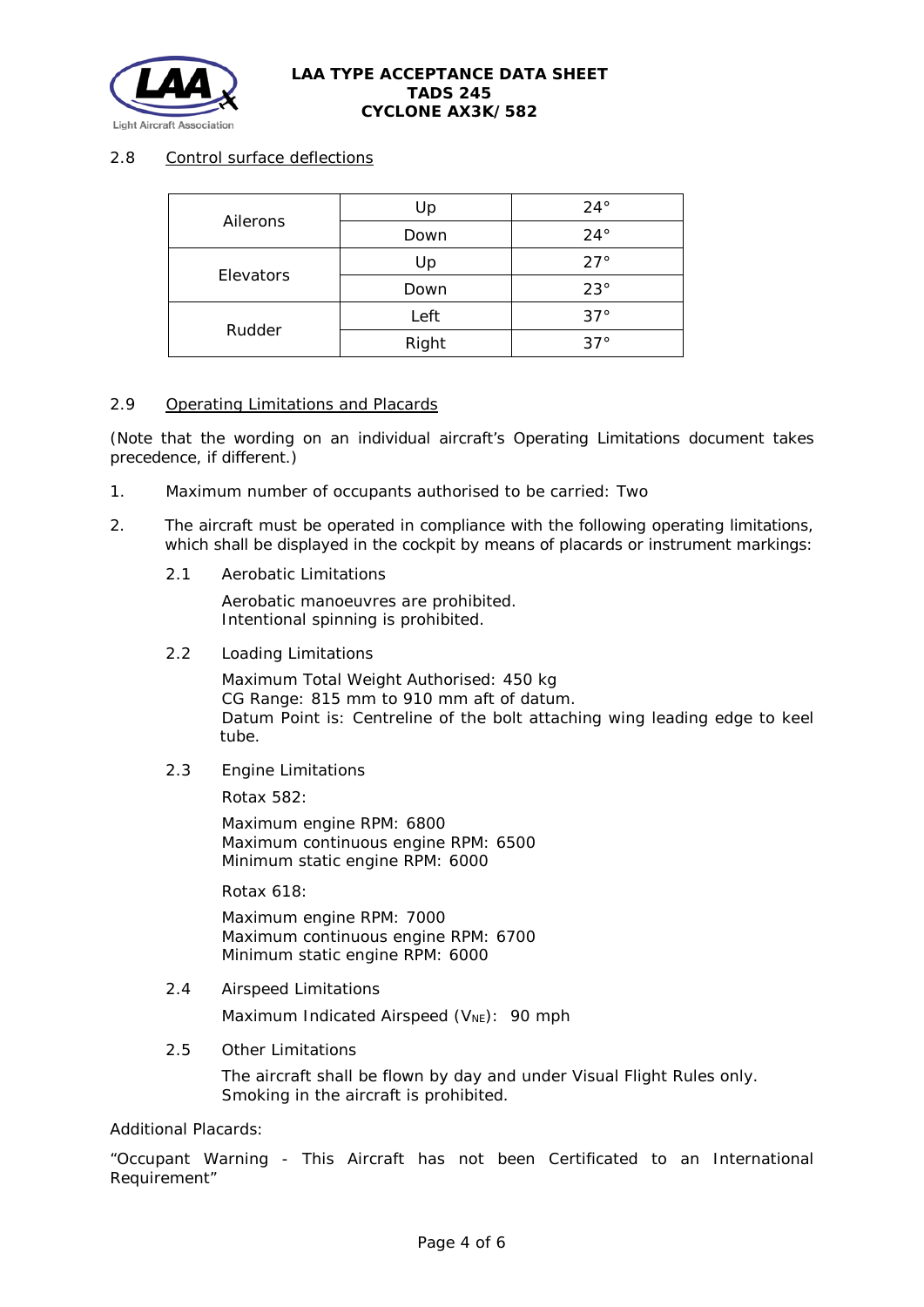## 2.8 Control surface deflections

| | | |
|---|---|---|
| Ailerons | Up | 24° |
| | Down | 24° |
| Elevators | Up | 27° |
| | Down | 23° |
| Rudder | Left | 37° |
| | Right | 37° |

## 2.9 Operating Limitations and Placards

(Note that the wording on an individual aircraft's Operating Limitations document takes precedence, if different.)

1. Maximum number of occupants authorised to be carried: Two

2. The aircraft must be operated in compliance with the following operating limitations, which shall be displayed in the cockpit by means of placards or instrument markings:

    2.1 Aerobatic Limitations

    Aerobatic manoeuvres are prohibited.
    Intentional spinning is prohibited.

    2.2 Loading Limitations

    Maximum Total Weight Authorised: 450 kg
    CG Range: 815 mm to 910 mm aft of datum.
    Datum Point is: Centreline of the bolt attaching wing leading edge to keel tube.

    2.3 Engine Limitations

    Rotax 582:

    Maximum engine RPM: 6800
    Maximum continuous engine RPM: 6500
    Minimum static engine RPM: 6000

    Rotax 618:

    Maximum engine RPM: 7000
    Maximum continuous engine RPM: 6700
    Minimum static engine RPM: 6000

    2.4 Airspeed Limitations

    Maximum Indicated Airspeed ($V_{NE}$): 90 mph

    2.5 Other Limitations

    The aircraft shall be flown by day and under Visual Flight Rules only.
    Smoking in the aircraft is prohibited.

Additional Placards:

"Occupant Warning - This Aircraft has not been Certificated to an International Requirement"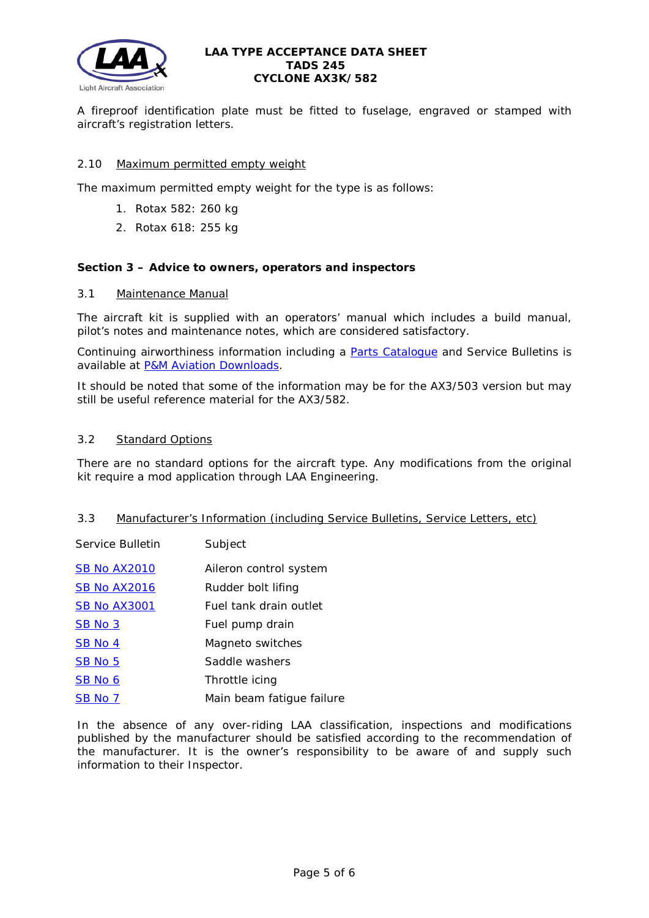A fireproof identification plate must be fitted to fuselage, engraved or stamped with aircraft's registration letters.

### 2.10 Maximum permitted empty weight

The maximum permitted empty weight for the type is as follows:

1. Rotax 582: 260 kg
2. Rotax 618: 255 kg

## Section 3 – Advice to owners, operators and inspectors

### 3.1 Maintenance Manual

The aircraft kit is supplied with an operators' manual which includes a build manual, pilot's notes and maintenance notes, which are considered satisfactory.

Continuing airworthiness information including a Parts Catalogue and Service Bulletins is available at P&M Aviation Downloads.

It should be noted that some of the information may be for the AX3/503 version but may still be useful reference material for the AX3/582.

### 3.2 Standard Options

There are no standard options for the aircraft type. Any modifications from the original kit require a mod application through LAA Engineering.

### 3.3 Manufacturer's Information (including Service Bulletins, Service Letters, etc)

| Service Bulletin | Subject |
|---|---|
| SB No AX2010 | Aileron control system |
| SB No AX2016 | Rudder bolt lifing |
| SB No AX3001 | Fuel tank drain outlet |
| SB No 3 | Fuel pump drain |
| SB No 4 | Magneto switches |
| SB No 5 | Saddle washers |
| SB No 6 | Throttle icing |
| SB No 7 | Main beam fatigue failure |

In the absence of any over-riding LAA classification, inspections and modifications published by the manufacturer should be satisfied according to the recommendation of the manufacturer. It is the owner's responsibility to be aware of and supply such information to their Inspector.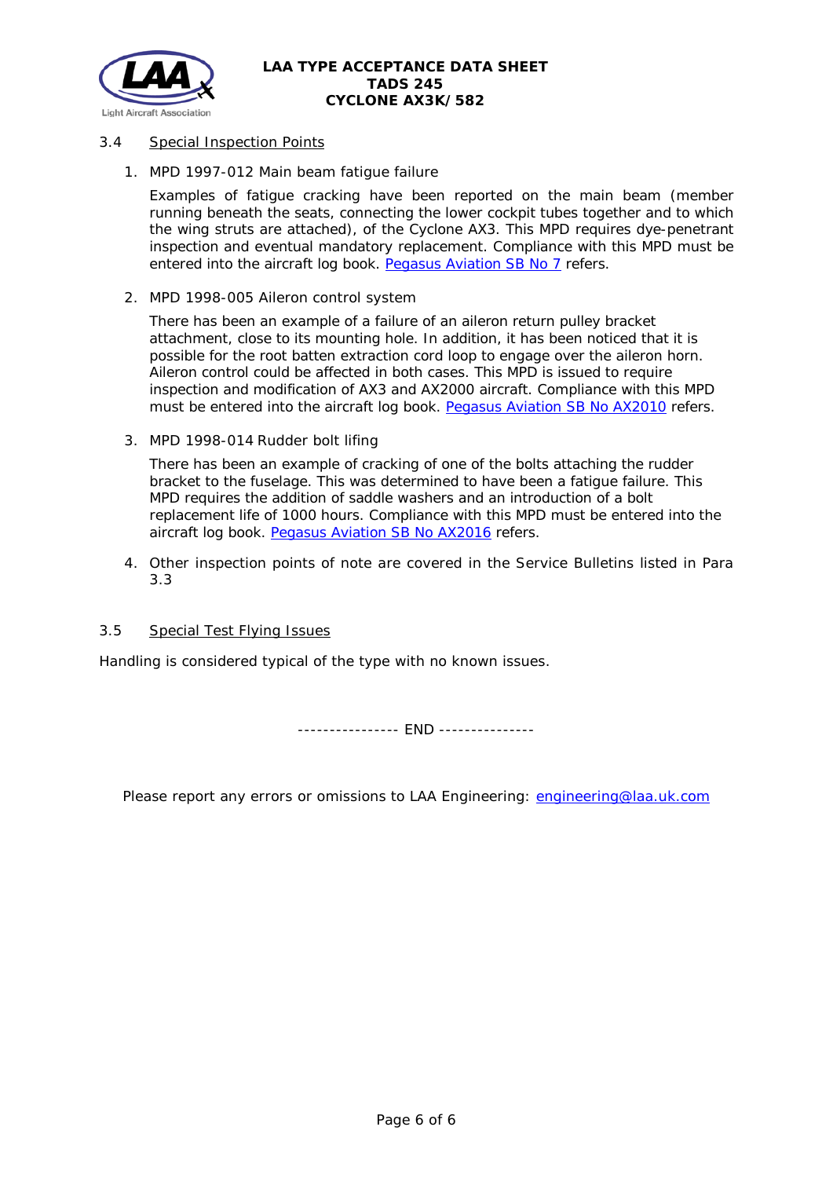### 3.4 Special Inspection Points

1. MPD 1997-012 Main beam fatigue failure

   Examples of fatigue cracking have been reported on the main beam (member running beneath the seats, connecting the lower cockpit tubes together and to which the wing struts are attached), of the Cyclone AX3. This MPD requires dye-penetrant inspection and eventual mandatory replacement. Compliance with this MPD must be entered into the aircraft log book. Pegasus Aviation SB No 7 refers.

2. MPD 1998-005 Aileron control system

   There has been an example of a failure of an aileron return pulley bracket attachment, close to its mounting hole. In addition, it has been noticed that it is possible for the root batten extraction cord loop to engage over the aileron horn. Aileron control could be affected in both cases. This MPD is issued to require inspection and modification of AX3 and AX2000 aircraft. Compliance with this MPD must be entered into the aircraft log book. Pegasus Aviation SB No AX2010 refers.

3. MPD 1998-014 Rudder bolt lifing

   There has been an example of cracking of one of the bolts attaching the rudder bracket to the fuselage. This was determined to have been a fatigue failure. This MPD requires the addition of saddle washers and an introduction of a bolt replacement life of 1000 hours. Compliance with this MPD must be entered into the aircraft log book. Pegasus Aviation SB No AX2016 refers.

4. Other inspection points of note are covered in the Service Bulletins listed in Para 3.3

### 3.5 Special Test Flying Issues

Handling is considered typical of the type with no known issues.

---------------- END ---------------

Please report any errors or omissions to LAA Engineering: engineering@laa.uk.com